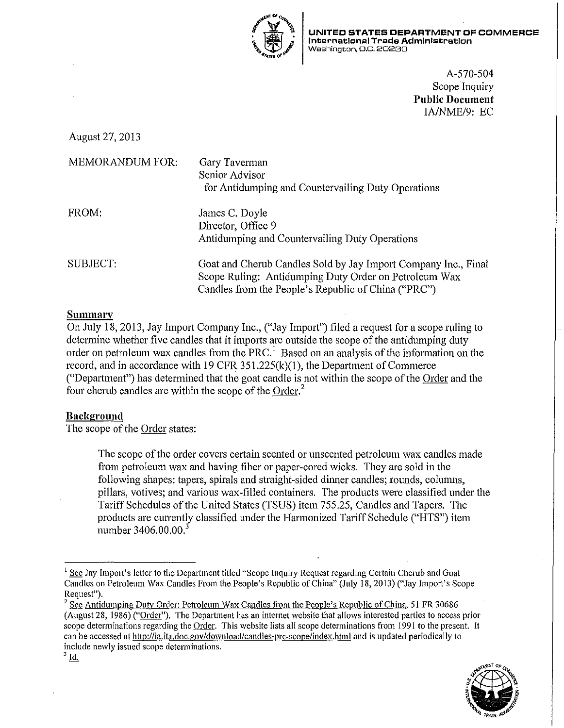**UNITED STATES DEPARTMENT OF COMMERCE**
**International Trade Administration**
Washington, D.C. 20230

A-570-504
Scope Inquiry
**Public Document**
IA/NME/9: EC

August 27, 2013

MEMORANDUM FOR: Gary Taverman
Senior Advisor
for Antidumping and Countervailing Duty Operations

FROM: James C. Doyle
Director, Office 9
Antidumping and Countervailing Duty Operations

SUBJECT: Goat and Cherub Candles Sold by Jay Import Company Inc., Final Scope Ruling: Antidumping Duty Order on Petroleum Wax Candles from the People's Republic of China ("PRC")

## Summary

On July 18, 2013, Jay Import Company Inc., ("Jay Import") filed a request for a scope ruling to determine whether five candles that it imports are outside the scope of the antidumping duty order on petroleum wax candles from the PRC.[1] Based on an analysis of the information on the record, and in accordance with 19 CFR 351.225(k)(1), the Department of Commerce ("Department") has determined that the goat candle is not within the scope of the Order and the four cherub candles are within the scope of the Order.[2]

## Background

The scope of the Order states:

> The scope of the order covers certain scented or unscented petroleum wax candles made from petroleum wax and having fiber or paper-cored wicks. They are sold in the following shapes: tapers, spirals and straight-sided dinner candles; rounds, columns, pillars, votives; and various wax-filled containers. The products were classified under the Tariff Schedules of the United States (TSUS) item 755.25, Candles and Tapers. The products are currently classified under the Harmonized Tariff Schedule ("HTS") item number 3406.00.00.[3]

---

[1] See Jay Import's letter to the Department titled "Scope Inquiry Request regarding Certain Cherub and Goat Candles on Petroleum Wax Candles From the People's Republic of China" (July 18, 2013) ("Jay Import's Scope Request").

[2] See Antidumping Duty Order: Petroleum Wax Candles from the People's Republic of China, 51 FR 30686 (August 28, 1986) ("Order"). The Department has an internet website that allows interested parties to access prior scope determinations regarding the Order. This website lists all scope determinations from 1991 to the present. It can be accessed at http://ia.ita.doc.gov/download/candles-prc-scope/index.html and is updated periodically to include newly issued scope determinations.

[3] Id.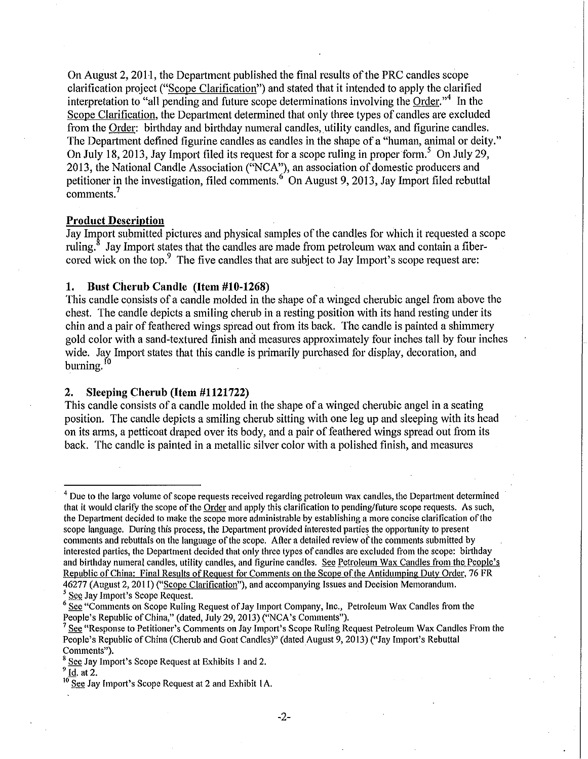On August 2, 2011, the Department published the final results of the PRC candles scope clarification project ("Scope Clarification") and stated that it intended to apply the clarified interpretation to "all pending and future scope determinations involving the Order."[4] In the Scope Clarification, the Department determined that only three types of candles are excluded from the Order: birthday and birthday numeral candles, utility candles, and figurine candles. The Department defined figurine candles as candles in the shape of a "human, animal or deity." On July 18, 2013, Jay Import filed its request for a scope ruling in proper form.[5] On July 29, 2013, the National Candle Association ("NCA"), an association of domestic producers and petitioner in the investigation, filed comments.[6] On August 9, 2013, Jay Import filed rebuttal comments.[7]

**Product Description**

Jay Import submitted pictures and physical samples of the candles for which it requested a scope ruling.[8] Jay Import states that the candles are made from petroleum wax and contain a fiber-cored wick on the top.[9] The five candles that are subject to Jay Import's scope request are:

**1. Bust Cherub Candle (Item #10-1268)**

This candle consists of a candle molded in the shape of a winged cherubic angel from above the chest. The candle depicts a smiling cherub in a resting position with its hand resting under its chin and a pair of feathered wings spread out from its back. The candle is painted a shimmery gold color with a sand-textured finish and measures approximately four inches tall by four inches wide. Jay Import states that this candle is primarily purchased for display, decoration, and burning.[10]

**2. Sleeping Cherub (Item #1121722)**

This candle consists of a candle molded in the shape of a winged cherubic angel in a seating position. The candle depicts a smiling cherub sitting with one leg up and sleeping with its head on its arms, a petticoat draped over its body, and a pair of feathered wings spread out from its back. The candle is painted in a metallic silver color with a polished finish, and measures

---

[4] Due to the large volume of scope requests received regarding petroleum wax candles, the Department determined that it would clarify the scope of the Order and apply this clarification to pending/future scope requests. As such, the Department decided to make the scope more administrable by establishing a more concise clarification of the scope language. During this process, the Department provided interested parties the opportunity to present comments and rebuttals on the language of the scope. After a detailed review of the comments submitted by interested parties, the Department decided that only three types of candles are excluded from the scope: birthday and birthday numeral candles, utility candles, and figurine candles. See Petroleum Wax Candles from the People's Republic of China: Final Results of Request for Comments on the Scope of the Antidumping Duty Order, 76 FR 46277 (August 2, 2011) ("Scope Clarification"), and accompanying Issues and Decision Memorandum.

[5] See Jay Import's Scope Request.

[6] See "Comments on Scope Ruling Request of Jay Import Company, Inc., Petroleum Wax Candles from the People's Republic of China," (dated, July 29, 2013) ("NCA's Comments").

[7] See "Response to Petitioner's Comments on Jay Import's Scope Ruling Request Petroleum Wax Candles From the People's Republic of China (Cherub and Goat Candles)" (dated August 9, 2013) ("Jay Import's Rebuttal Comments").

[8] See Jay Import's Scope Request at Exhibits 1 and 2.

[9] Id. at 2.

[10] See Jay Import's Scope Request at 2 and Exhibit 1A.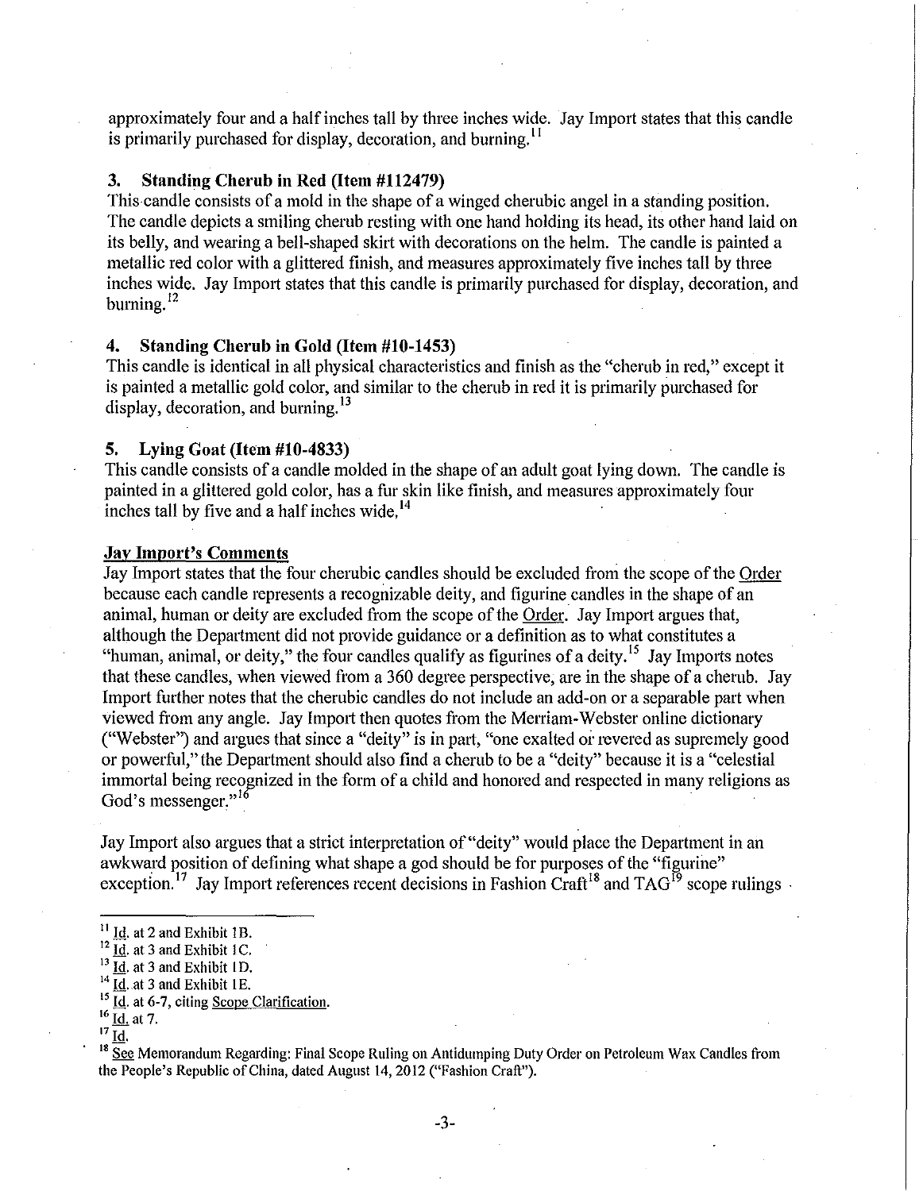approximately four and a half inches tall by three inches wide. Jay Import states that this candle is primarily purchased for display, decoration, and burning.[11]

### 3. Standing Cherub in Red (Item #112479)

This candle consists of a mold in the shape of a winged cherubic angel in a standing position. The candle depicts a smiling cherub resting with one hand holding its head, its other hand laid on its belly, and wearing a bell-shaped skirt with decorations on the helm. The candle is painted a metallic red color with a glittered finish, and measures approximately five inches tall by three inches wide. Jay Import states that this candle is primarily purchased for display, decoration, and burning.[12]

### 4. Standing Cherub in Gold (Item #10-1453)

This candle is identical in all physical characteristics and finish as the "cherub in red," except it is painted a metallic gold color, and similar to the cherub in red it is primarily purchased for display, decoration, and burning.[13]

### 5. Lying Goat (Item #10-4833)

This candle consists of a candle molded in the shape of an adult goat lying down. The candle is painted in a glittered gold color, has a fur skin like finish, and measures approximately four inches tall by five and a half inches wide.[14]

### Jay Import's Comments

Jay Import states that the four cherubic candles should be excluded from the scope of the Order because each candle represents a recognizable deity, and figurine candles in the shape of an animal, human or deity are excluded from the scope of the Order. Jay Import argues that, although the Department did not provide guidance or a definition as to what constitutes a "human, animal, or deity," the four candles qualify as figurines of a deity.[15] Jay Imports notes that these candles, when viewed from a 360 degree perspective, are in the shape of a cherub. Jay Import further notes that the cherubic candles do not include an add-on or a separable part when viewed from any angle. Jay Import then quotes from the Merriam-Webster online dictionary ("Webster") and argues that since a "deity" is in part, "one exalted or revered as supremely good or powerful," the Department should also find a cherub to be a "deity" because it is a "celestial immortal being recognized in the form of a child and honored and respected in many religions as God's messenger."[16]

Jay Import also argues that a strict interpretation of "deity" would place the Department in an awkward position of defining what shape a god should be for purposes of the "figurine" exception.[17] Jay Import references recent decisions in Fashion Craft[18] and TAG[19] scope rulings

---

[11] Id. at 2 and Exhibit 1B.

[12] Id. at 3 and Exhibit 1C.

[13] Id. at 3 and Exhibit 1D.

[14] Id. at 3 and Exhibit 1E.

[15] Id. at 6-7, citing Scope Clarification.

[16] Id. at 7.

[17] Id.

[18] See Memorandum Regarding: Final Scope Ruling on Antidumping Duty Order on Petroleum Wax Candles from the People's Republic of China, dated August 14, 2012 ("Fashion Craft").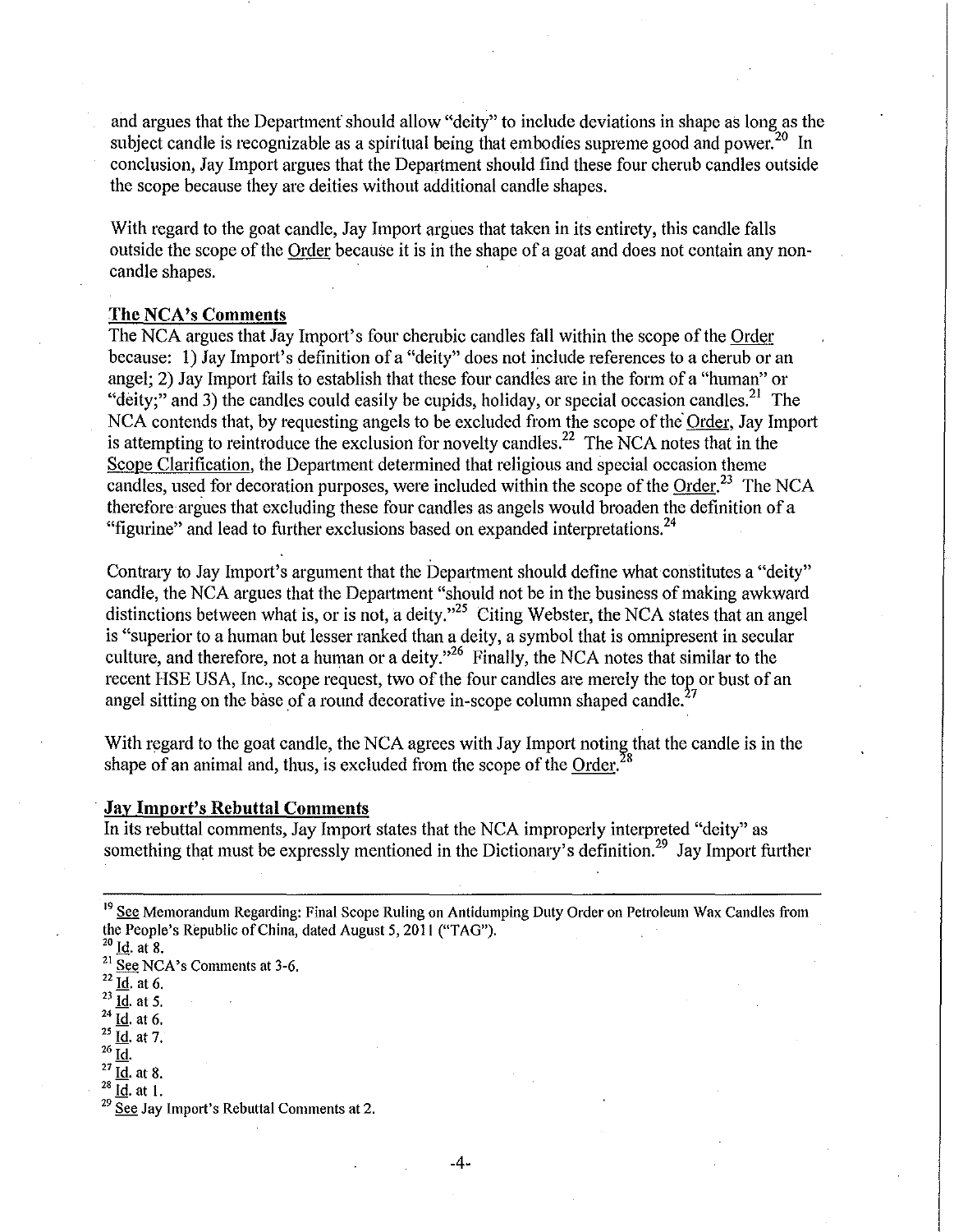and argues that the Department should allow "deity" to include deviations in shape as long as the subject candle is recognizable as a spiritual being that embodies supreme good and power.[20] In conclusion, Jay Import argues that the Department should find these four cherub candles outside the scope because they are deities without additional candle shapes.

With regard to the goat candle, Jay Import argues that taken in its entirety, this candle falls outside the scope of the Order because it is in the shape of a goat and does not contain any non-candle shapes.

**The NCA's Comments**

The NCA argues that Jay Import's four cherubic candles fall within the scope of the Order because: 1) Jay Import's definition of a "deity" does not include references to a cherub or an angel; 2) Jay Import fails to establish that these four candles are in the form of a "human" or "deity;" and 3) the candles could easily be cupids, holiday, or special occasion candles.[21] The NCA contends that, by requesting angels to be excluded from the scope of the Order, Jay Import is attempting to reintroduce the exclusion for novelty candles.[22] The NCA notes that in the Scope Clarification, the Department determined that religious and special occasion theme candles, used for decoration purposes, were included within the scope of the Order.[23] The NCA therefore argues that excluding these four candles as angels would broaden the definition of a "figurine" and lead to further exclusions based on expanded interpretations.[24]

Contrary to Jay Import's argument that the Department should define what constitutes a "deity" candle, the NCA argues that the Department "should not be in the business of making awkward distinctions between what is, or is not, a deity."[25] Citing Webster, the NCA states that an angel is "superior to a human but lesser ranked than a deity, a symbol that is omnipresent in secular culture, and therefore, not a human or a deity."[26] Finally, the NCA notes that similar to the recent HSE USA, Inc., scope request, two of the four candles are merely the top or bust of an angel sitting on the base of a round decorative in-scope column shaped candle.[27]

With regard to the goat candle, the NCA agrees with Jay Import noting that the candle is in the shape of an animal and, thus, is excluded from the scope of the Order.[28]

**Jay Import's Rebuttal Comments**

In its rebuttal comments, Jay Import states that the NCA improperly interpreted "deity" as something that must be expressly mentioned in the Dictionary's definition.[29] Jay Import further

---

[19] See Memorandum Regarding: Final Scope Ruling on Antidumping Duty Order on Petroleum Wax Candles from the People's Republic of China, dated August 5, 2011 ("TAG").

[20] Id. at 8.

[21] See NCA's Comments at 3-6.

[22] Id. at 6.

[23] Id. at 5.

[24] Id. at 6.

[25] Id. at 7.

[26] Id.

[27] Id. at 8.

[28] Id. at 1.

[29] See Jay Import's Rebuttal Comments at 2.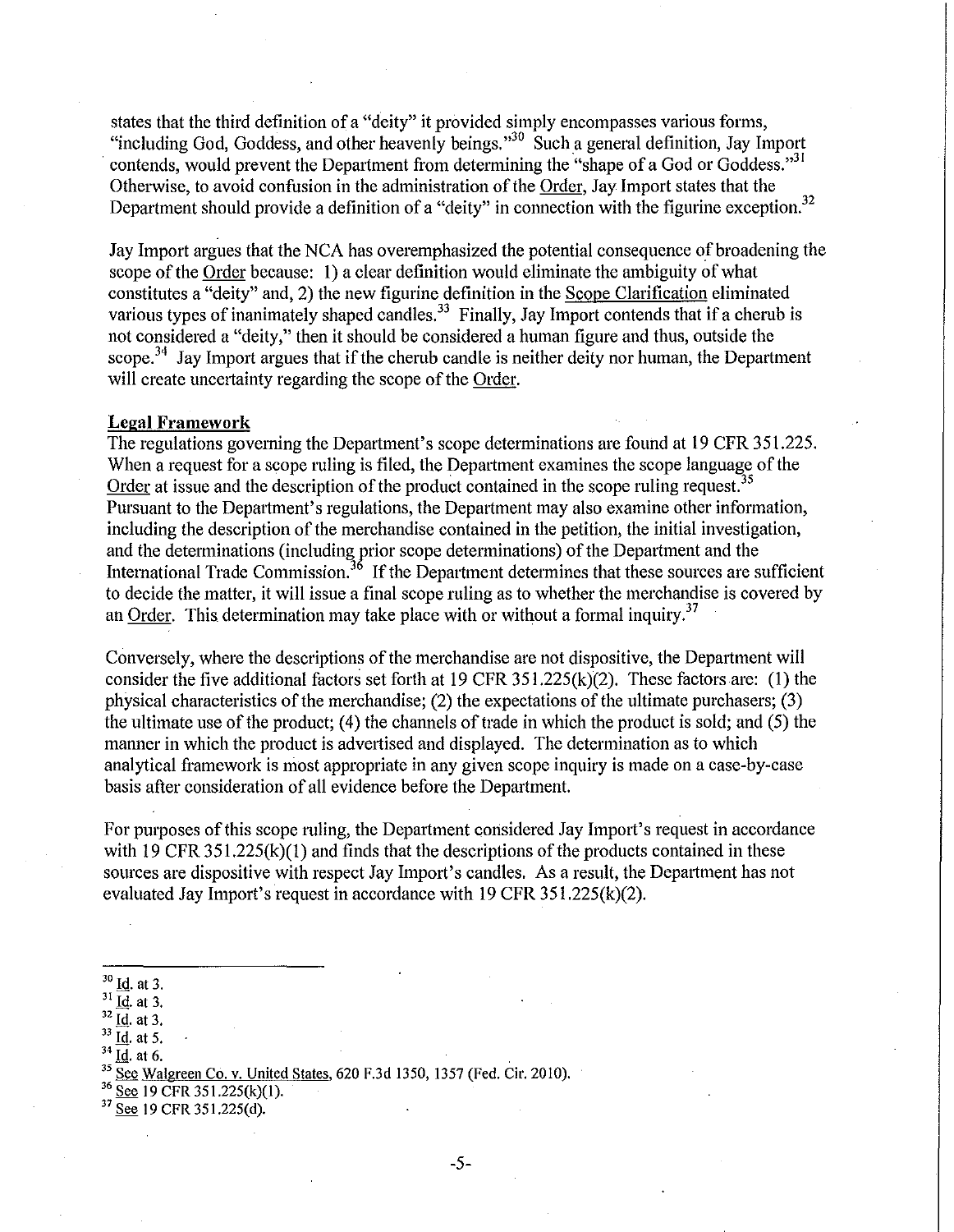states that the third definition of a "deity" it provided simply encompasses various forms, "including God, Goddess, and other heavenly beings."[30] Such a general definition, Jay Import contends, would prevent the Department from determining the "shape of a God or Goddess."[31] Otherwise, to avoid confusion in the administration of the Order, Jay Import states that the Department should provide a definition of a "deity" in connection with the figurine exception.[32]

Jay Import argues that the NCA has overemphasized the potential consequence of broadening the scope of the Order because: 1) a clear definition would eliminate the ambiguity of what constitutes a "deity" and, 2) the new figurine definition in the Scope Clarification eliminated various types of inanimately shaped candles.[33] Finally, Jay Import contends that if a cherub is not considered a "deity," then it should be considered a human figure and thus, outside the scope.[34] Jay Import argues that if the cherub candle is neither deity nor human, the Department will create uncertainty regarding the scope of the Order.

**Legal Framework**

The regulations governing the Department's scope determinations are found at 19 CFR 351.225. When a request for a scope ruling is filed, the Department examines the scope language of the Order at issue and the description of the product contained in the scope ruling request.[35] Pursuant to the Department's regulations, the Department may also examine other information, including the description of the merchandise contained in the petition, the initial investigation, and the determinations (including prior scope determinations) of the Department and the International Trade Commission.[36] If the Department determines that these sources are sufficient to decide the matter, it will issue a final scope ruling as to whether the merchandise is covered by an Order. This determination may take place with or without a formal inquiry.[37]

Conversely, where the descriptions of the merchandise are not dispositive, the Department will consider the five additional factors set forth at 19 CFR 351.225(k)(2). These factors are: (1) the physical characteristics of the merchandise; (2) the expectations of the ultimate purchasers; (3) the ultimate use of the product; (4) the channels of trade in which the product is sold; and (5) the manner in which the product is advertised and displayed. The determination as to which analytical framework is most appropriate in any given scope inquiry is made on a case-by-case basis after consideration of all evidence before the Department.

For purposes of this scope ruling, the Department considered Jay Import's request in accordance with 19 CFR 351.225(k)(1) and finds that the descriptions of the products contained in these sources are dispositive with respect Jay Import's candles. As a result, the Department has not evaluated Jay Import's request in accordance with 19 CFR 351.225(k)(2).

---

[30] Id. at 3.
[31] Id. at 3.
[32] Id. at 3.
[33] Id. at 5.
[34] Id. at 6.
[35] See Walgreen Co. v. United States, 620 F.3d 1350, 1357 (Fed. Cir. 2010).
[36] See 19 CFR 351.225(k)(1).
[37] See 19 CFR 351.225(d).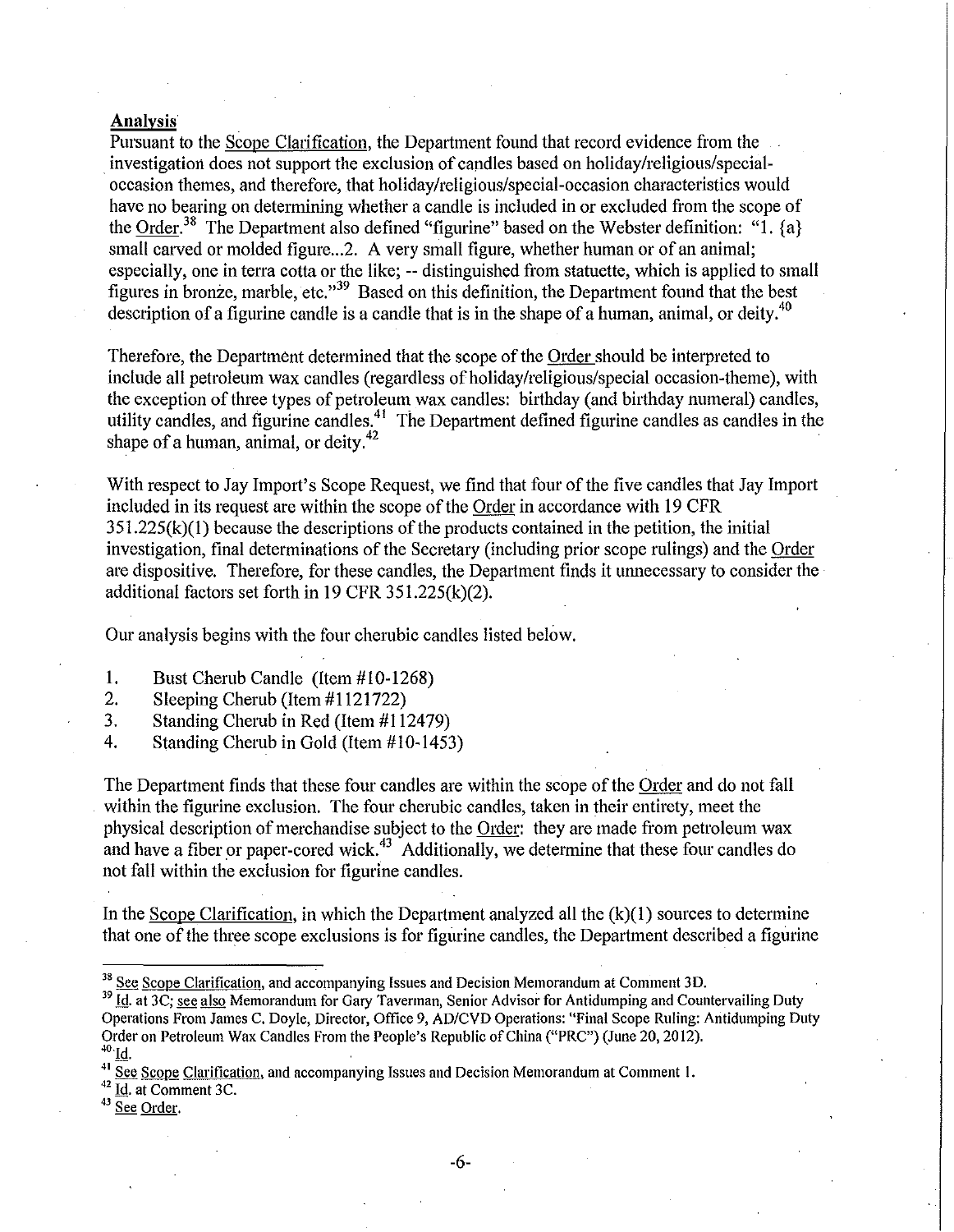**Analysis**

Pursuant to the Scope Clarification, the Department found that record evidence from the investigation does not support the exclusion of candles based on holiday/religious/special-occasion themes, and therefore, that holiday/religious/special-occasion characteristics would have no bearing on determining whether a candle is included in or excluded from the scope of the Order.[38] The Department also defined "figurine" based on the Webster definition: "1. {a} small carved or molded figure...2. A very small figure, whether human or of an animal; especially, one in terra cotta or the like; -- distinguished from statuette, which is applied to small figures in bronze, marble, etc."[39] Based on this definition, the Department found that the best description of a figurine candle is a candle that is in the shape of a human, animal, or deity.[40]

Therefore, the Department determined that the scope of the Order should be interpreted to include all petroleum wax candles (regardless of holiday/religious/special occasion-theme), with the exception of three types of petroleum wax candles: birthday (and birthday numeral) candles, utility candles, and figurine candles.[41] The Department defined figurine candles as candles in the shape of a human, animal, or deity.[42]

With respect to Jay Import's Scope Request, we find that four of the five candles that Jay Import included in its request are within the scope of the Order in accordance with 19 CFR 351.225(k)(1) because the descriptions of the products contained in the petition, the initial investigation, final determinations of the Secretary (including prior scope rulings) and the Order are dispositive. Therefore, for these candles, the Department finds it unnecessary to consider the additional factors set forth in 19 CFR 351.225(k)(2).

Our analysis begins with the four cherubic candles listed below.

1. Bust Cherub Candle (Item #10-1268)
2. Sleeping Cherub (Item #1121722)
3. Standing Cherub in Red (Item #112479)
4. Standing Cherub in Gold (Item #10-1453)

The Department finds that these four candles are within the scope of the Order and do not fall within the figurine exclusion. The four cherubic candles, taken in their entirety, meet the physical description of merchandise subject to the Order: they are made from petroleum wax and have a fiber or paper-cored wick.[43] Additionally, we determine that these four candles do not fall within the exclusion for figurine candles.

In the Scope Clarification, in which the Department analyzed all the (k)(1) sources to determine that one of the three scope exclusions is for figurine candles, the Department described a figurine

---

[38] See Scope Clarification, and accompanying Issues and Decision Memorandum at Comment 3D.

[39] Id. at 3C; see also Memorandum for Gary Taverman, Senior Advisor for Antidumping and Countervailing Duty Operations From James C. Doyle, Director, Office 9, AD/CVD Operations: "Final Scope Ruling: Antidumping Duty Order on Petroleum Wax Candles From the People's Republic of China ("PRC") (June 20, 2012).

[40] Id.

[41] See Scope Clarification, and accompanying Issues and Decision Memorandum at Comment 1.

[42] Id. at Comment 3C.

[43] See Order.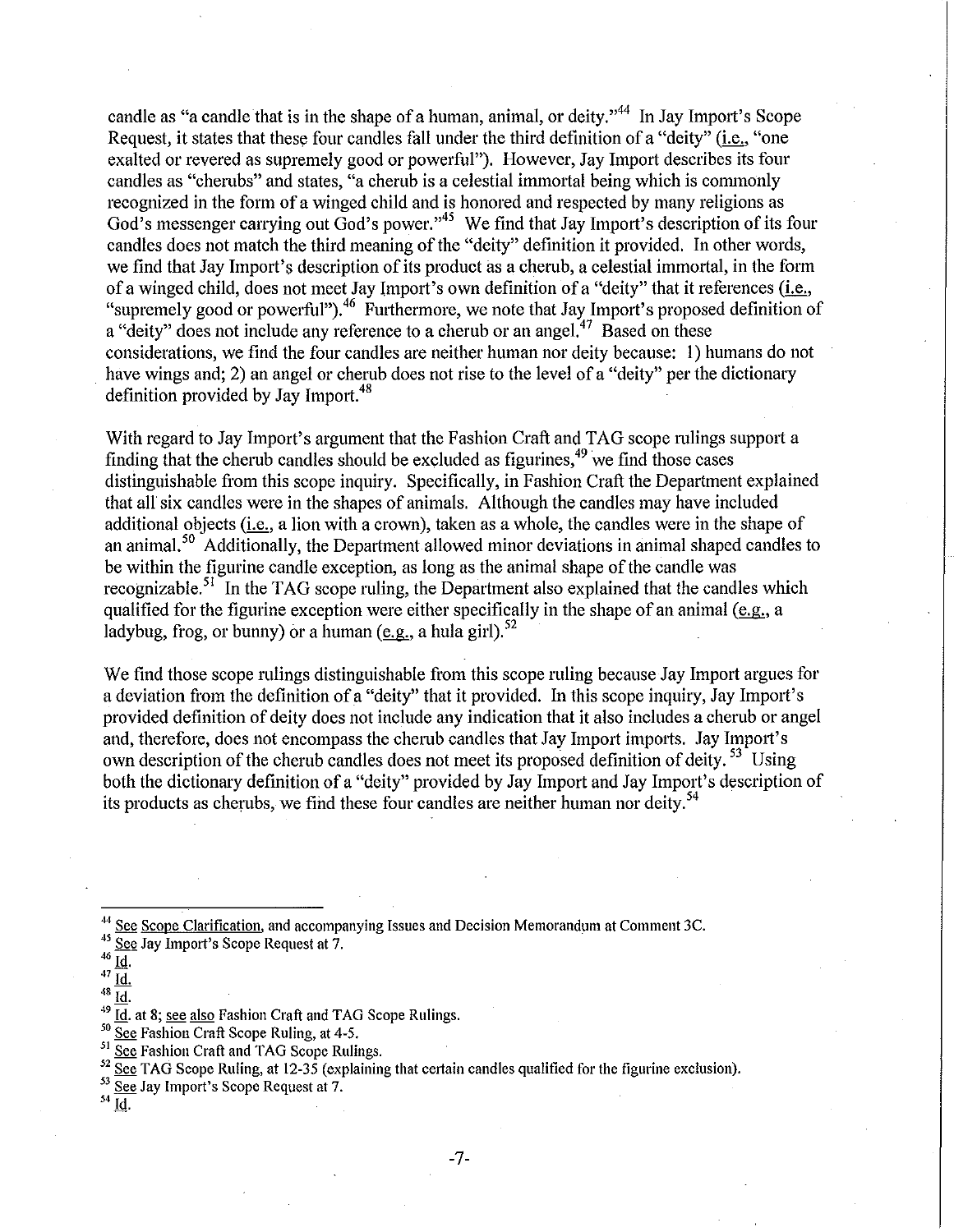candle as "a candle that is in the shape of a human, animal, or deity."[44] In Jay Import's Scope Request, it states that these four candles fall under the third definition of a "deity" (i.e., "one exalted or revered as supremely good or powerful"). However, Jay Import describes its four candles as "cherubs" and states, "a cherub is a celestial immortal being which is commonly recognized in the form of a winged child and is honored and respected by many religions as God's messenger carrying out God's power."[45] We find that Jay Import's description of its four candles does not match the third meaning of the "deity" definition it provided. In other words, we find that Jay Import's description of its product as a cherub, a celestial immortal, in the form of a winged child, does not meet Jay Import's own definition of a "deity" that it references (i.e., "supremely good or powerful").[46] Furthermore, we note that Jay Import's proposed definition of a "deity" does not include any reference to a cherub or an angel.[47] Based on these considerations, we find the four candles are neither human nor deity because: 1) humans do not have wings and; 2) an angel or cherub does not rise to the level of a "deity" per the dictionary definition provided by Jay Import.[48]

With regard to Jay Import's argument that the Fashion Craft and TAG scope rulings support a finding that the cherub candles should be excluded as figurines,[49] we find those cases distinguishable from this scope inquiry. Specifically, in Fashion Craft the Department explained that all six candles were in the shapes of animals. Although the candles may have included additional objects (i.e., a lion with a crown), taken as a whole, the candles were in the shape of an animal.[50] Additionally, the Department allowed minor deviations in animal shaped candles to be within the figurine candle exception, as long as the animal shape of the candle was recognizable.[51] In the TAG scope ruling, the Department also explained that the candles which qualified for the figurine exception were either specifically in the shape of an animal (e.g., a ladybug, frog, or bunny) or a human (e.g., a hula girl).[52]

We find those scope rulings distinguishable from this scope ruling because Jay Import argues for a deviation from the definition of a "deity" that it provided. In this scope inquiry, Jay Import's provided definition of deity does not include any indication that it also includes a cherub or angel and, therefore, does not encompass the cherub candles that Jay Import imports. Jay Import's own description of the cherub candles does not meet its proposed definition of deity.[53] Using both the dictionary definition of a "deity" provided by Jay Import and Jay Import's description of its products as cherubs, we find these four candles are neither human nor deity.[54]

---

[44] See Scope Clarification, and accompanying Issues and Decision Memorandum at Comment 3C.

[45] See Jay Import's Scope Request at 7.

[46] Id.

[47] Id.

[48] Id.

[49] Id. at 8; see also Fashion Craft and TAG Scope Rulings.

[50] See Fashion Craft Scope Ruling, at 4-5.

[51] See Fashion Craft and TAG Scope Rulings.

[52] See TAG Scope Ruling, at 12-35 (explaining that certain candles qualified for the figurine exclusion).

[53] See Jay Import's Scope Request at 7.

[54] Id.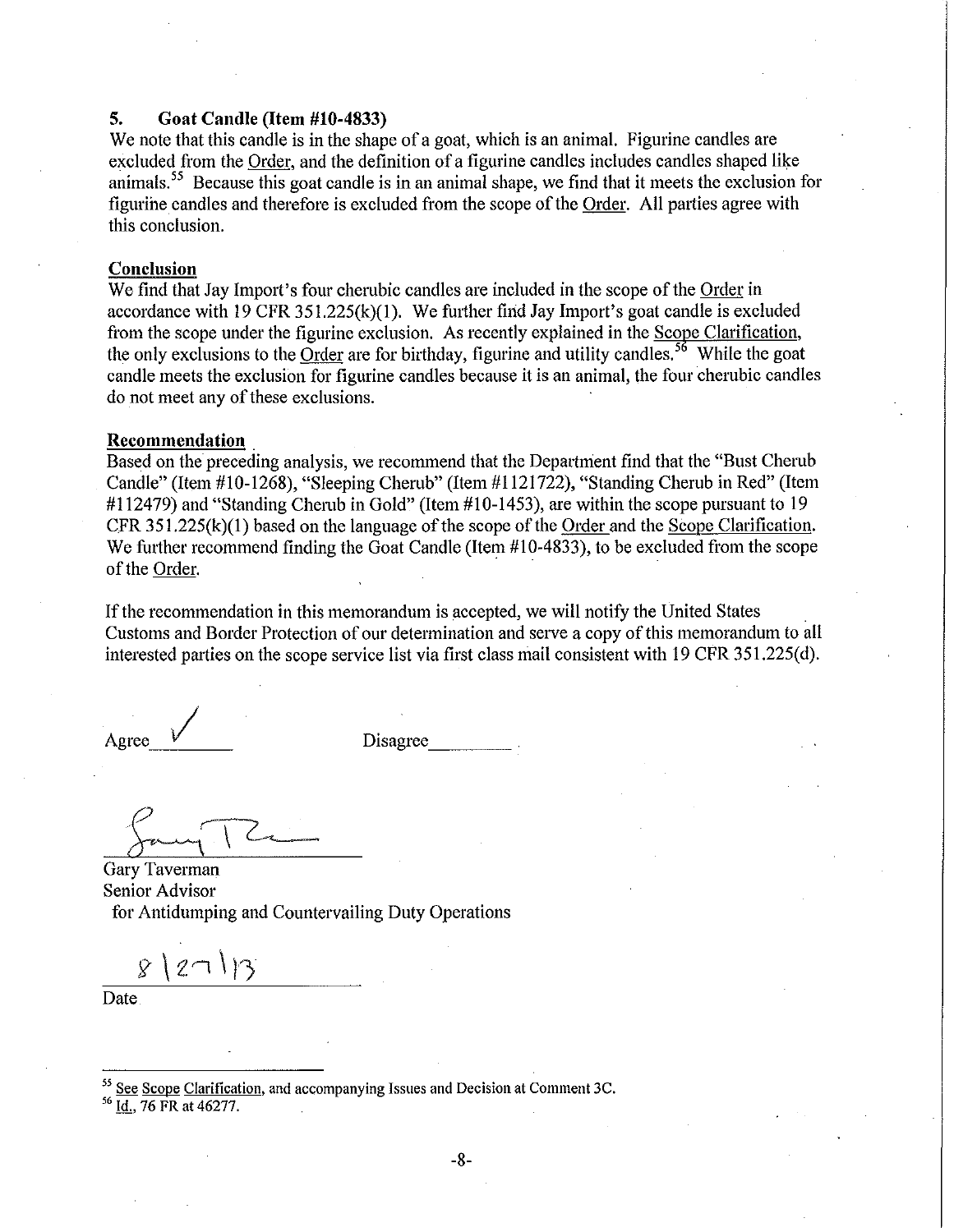## 5. Goat Candle (Item #10-4833)

We note that this candle is in the shape of a goat, which is an animal. Figurine candles are excluded from the Order, and the definition of a figurine candles includes candles shaped like animals.[55] Because this goat candle is in an animal shape, we find that it meets the exclusion for figurine candles and therefore is excluded from the scope of the Order. All parties agree with this conclusion.

## Conclusion

We find that Jay Import's four cherubic candles are included in the scope of the Order in accordance with 19 CFR 351.225(k)(1). We further find Jay Import's goat candle is excluded from the scope under the figurine exclusion. As recently explained in the Scope Clarification, the only exclusions to the Order are for birthday, figurine and utility candles.[56] While the goat candle meets the exclusion for figurine candles because it is an animal, the four cherubic candles do not meet any of these exclusions.

## Recommendation

Based on the preceding analysis, we recommend that the Department find that the "Bust Cherub Candle" (Item #10-1268), "Sleeping Cherub" (Item #1121722), "Standing Cherub in Red" (Item #112479) and "Standing Cherub in Gold" (Item #10-1453), are within the scope pursuant to 19 CFR 351.225(k)(1) based on the language of the scope of the Order and the Scope Clarification. We further recommend finding the Goat Candle (Item #10-4833), to be excluded from the scope of the Order.

If the recommendation in this memorandum is accepted, we will notify the United States Customs and Border Protection of our determination and serve a copy of this memorandum to all interested parties on the scope service list via first class mail consistent with 19 CFR 351.225(d).

Agree ✓ Disagree\_\_\_\_\_\_\_\_

Gary Taverman
Senior Advisor
for Antidumping and Countervailing Duty Operations

8/27/13
Date

---

[55] See Scope Clarification, and accompanying Issues and Decision at Comment 3C.
[56] Id., 76 FR at 46277.